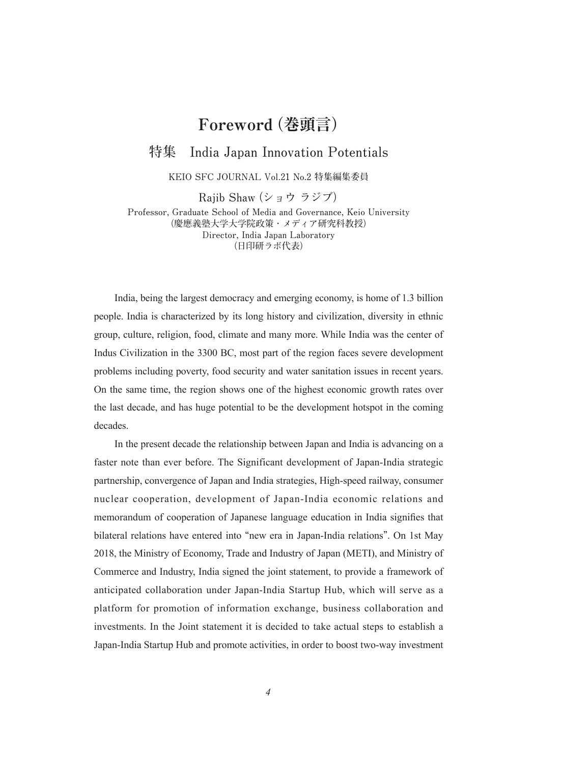# Foreword（巻頭言）

## 特集　India Japan Innovation Potentials

KEIO SFC JOURNAL Vol.21 No.2 特集編集委員

Rajib Shaw（ショウ ラジブ）

Professor, Graduate School of Media and Governance, Keio University
（慶應義塾大学大学院政策・メディア研究科教授）
Director, India Japan Laboratory
（日印研ラボ代表）

India, being the largest democracy and emerging economy, is home of 1.3 billion people. India is characterized by its long history and civilization, diversity in ethnic group, culture, religion, food, climate and many more. While India was the center of Indus Civilization in the 3300 BC, most part of the region faces severe development problems including poverty, food security and water sanitation issues in recent years. On the same time, the region shows one of the highest economic growth rates over the last decade, and has huge potential to be the development hotspot in the coming decades.

In the present decade the relationship between Japan and India is advancing on a faster note than ever before. The Significant development of Japan-India strategic partnership, convergence of Japan and India strategies, High-speed railway, consumer nuclear cooperation, development of Japan-India economic relations and memorandum of cooperation of Japanese language education in India signifies that bilateral relations have entered into “new era in Japan-India relations”. On 1st May 2018, the Ministry of Economy, Trade and Industry of Japan (METI), and Ministry of Commerce and Industry, India signed the joint statement, to provide a framework of anticipated collaboration under Japan-India Startup Hub, which will serve as a platform for promotion of information exchange, business collaboration and investments. In the Joint statement it is decided to take actual steps to establish a Japan-India Startup Hub and promote activities, in order to boost two-way investment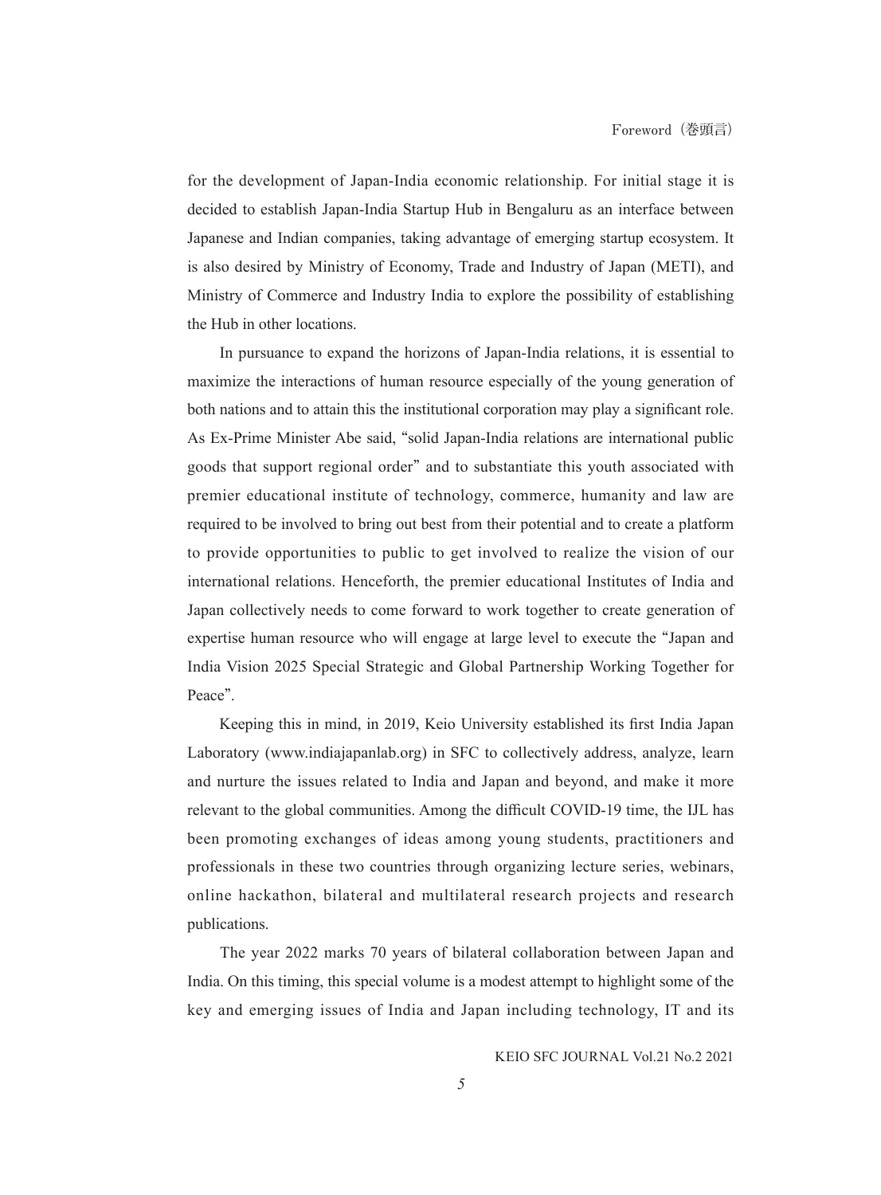for the development of Japan-India economic relationship. For initial stage it is decided to establish Japan-India Startup Hub in Bengaluru as an interface between Japanese and Indian companies, taking advantage of emerging startup ecosystem. It is also desired by Ministry of Economy, Trade and Industry of Japan (METI), and Ministry of Commerce and Industry India to explore the possibility of establishing the Hub in other locations.

In pursuance to expand the horizons of Japan-India relations, it is essential to maximize the interactions of human resource especially of the young generation of both nations and to attain this the institutional corporation may play a significant role. As Ex-Prime Minister Abe said, "solid Japan-India relations are international public goods that support regional order" and to substantiate this youth associated with premier educational institute of technology, commerce, humanity and law are required to be involved to bring out best from their potential and to create a platform to provide opportunities to public to get involved to realize the vision of our international relations. Henceforth, the premier educational Institutes of India and Japan collectively needs to come forward to work together to create generation of expertise human resource who will engage at large level to execute the "Japan and India Vision 2025 Special Strategic and Global Partnership Working Together for Peace".

Keeping this in mind, in 2019, Keio University established its first India Japan Laboratory (www.indiajapanlab.org) in SFC to collectively address, analyze, learn and nurture the issues related to India and Japan and beyond, and make it more relevant to the global communities. Among the difficult COVID-19 time, the IJL has been promoting exchanges of ideas among young students, practitioners and professionals in these two countries through organizing lecture series, webinars, online hackathon, bilateral and multilateral research projects and research publications.

The year 2022 marks 70 years of bilateral collaboration between Japan and India. On this timing, this special volume is a modest attempt to highlight some of the key and emerging issues of India and Japan including technology, IT and its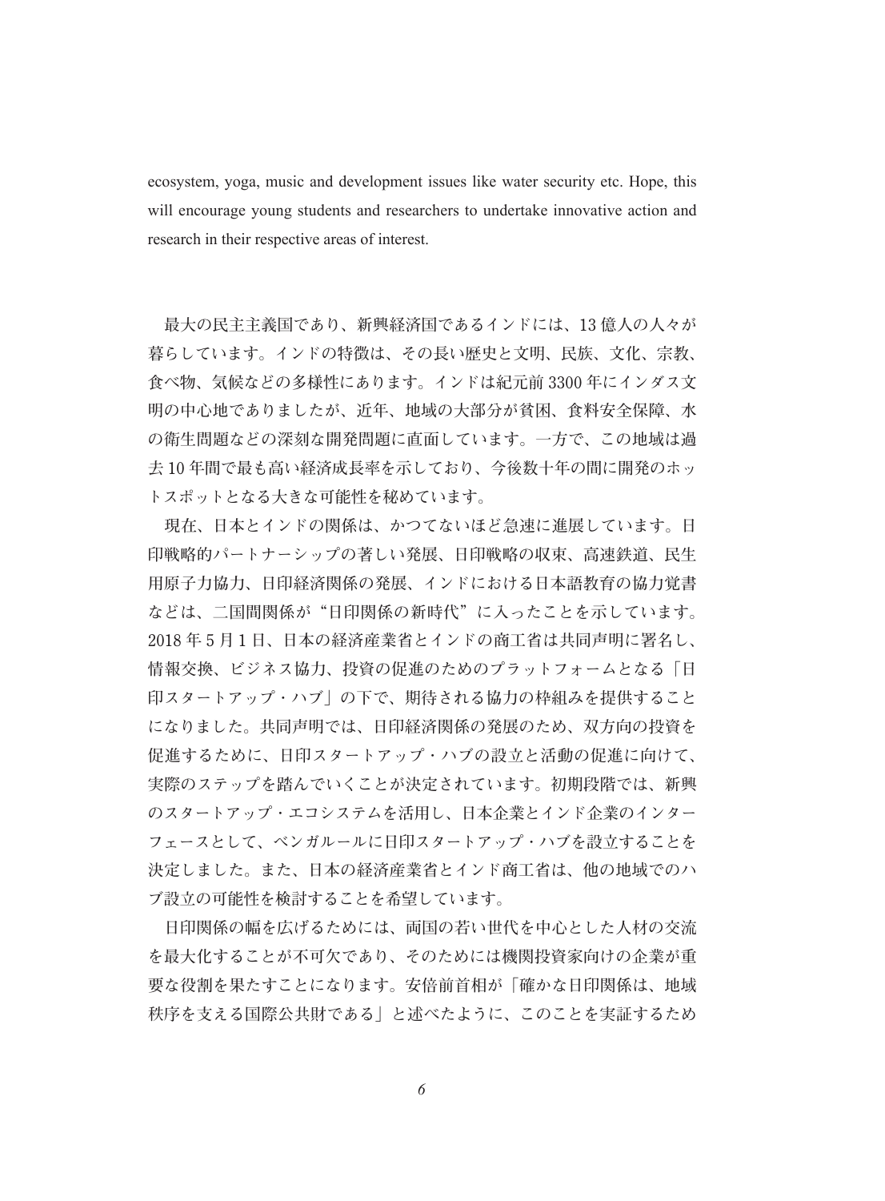ecosystem, yoga, music and development issues like water security etc. Hope, this will encourage young students and researchers to undertake innovative action and research in their respective areas of interest.

最大の民主主義国であり、新興経済国であるインドには、13 億人の人々が暮らしています。インドの特徴は、その長い歴史と文明、民族、文化、宗教、食べ物、気候などの多様性にあります。インドは紀元前 3300 年にインダス文明の中心地でありましたが、近年、地域の大部分が貧困、食料安全保障、水の衛生問題などの深刻な開発問題に直面しています。一方で、この地域は過去 10 年間で最も高い経済成長率を示しており、今後数十年の間に開発のホットスポットとなる大きな可能性を秘めています。

現在、日本とインドの関係は、かつてないほど急速に進展しています。日印戦略的パートナーシップの著しい発展、日印戦略の収束、高速鉄道、民生用原子力協力、日印経済関係の発展、インドにおける日本語教育の協力覚書などは、二国間関係が“日印関係の新時代”に入ったことを示しています。2018 年 5 月 1 日、日本の経済産業省とインドの商工省は共同声明に署名し、情報交換、ビジネス協力、投資の促進のためのプラットフォームとなる「日印スタートアップ・ハブ」の下で、期待される協力の枠組みを提供することになりました。共同声明では、日印経済関係の発展のため、双方向の投資を促進するために、日印スタートアップ・ハブの設立と活動の促進に向けて、実際のステップを踏んでいくことが決定されています。初期段階では、新興のスタートアップ・エコシステムを活用し、日本企業とインド企業のインターフェースとして、ベンガルールに日印スタートアップ・ハブを設立することを決定しました。また、日本の経済産業省とインド商工省は、他の地域でのハブ設立の可能性を検討することを希望しています。

日印関係の幅を広げるためには、両国の若い世代を中心とした人材の交流を最大化することが不可欠であり、そのためには機関投資家向けの企業が重要な役割を果たすことになります。安倍前首相が「確かな日印関係は、地域秩序を支える国際公共財である」と述べたように、このことを実証するため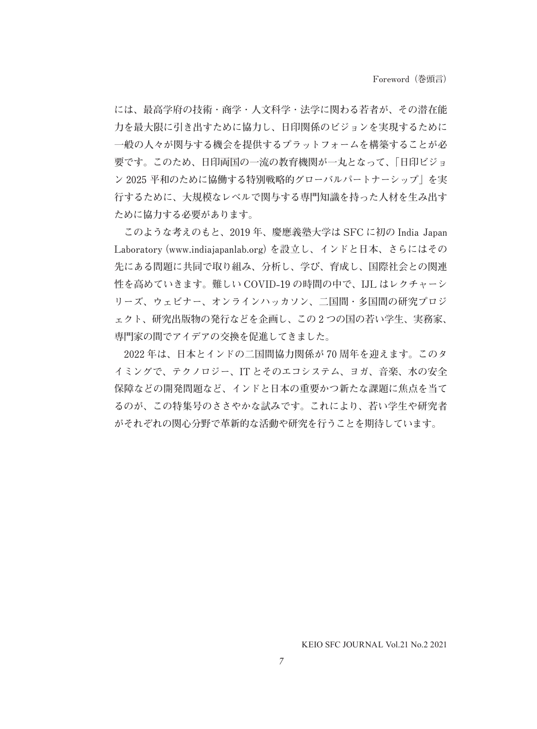には、最高学府の技術・商学・人文科学・法学に関わる若者が、その潜在能力を最大限に引き出すために協力し、日印関係のビジョンを実現するために一般の人々が関与する機会を提供するプラットフォームを構築することが必要です。このため、日印両国の一流の教育機関が一丸となって、「日印ビジョン 2025 平和のために協働する特別戦略的グローバルパートナーシップ」を実行するために、大規模なレベルで関与する専門知識を持った人材を生み出すために協力する必要があります。

このような考えのもと、2019 年、慶應義塾大学は SFC に初の India Japan Laboratory (www.indiajapanlab.org) を設立し、インドと日本、さらにはその先にある問題に共同で取り組み、分析し、学び、育成し、国際社会との関連性を高めていきます。難しい COVID-19 の時間の中で、IJL はレクチャーシリーズ、ウェビナー、オンラインハッカソン、二国間・多国間の研究プロジェクト、研究出版物の発行などを企画し、この 2 つの国の若い学生、実務家、専門家の間でアイデアの交換を促進してきました。

2022 年は、日本とインドの二国間協力関係が 70 周年を迎えます。このタイミングで、テクノロジー、IT とそのエコシステム、ヨガ、音楽、水の安全保障などの開発問題など、インドと日本の重要かつ新たな課題に焦点を当てるのが、この特集号のささやかな試みです。これにより、若い学生や研究者がそれぞれの関心分野で革新的な活動や研究を行うことを期待しています。